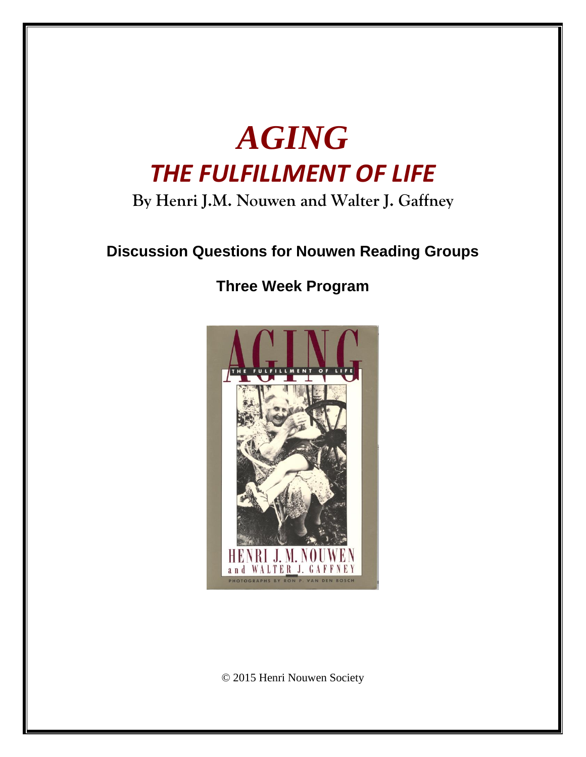# *AGING*

## *THE FULFILLMENT OF LIFE*

**By Henri J.M. Nouwen and Walter J. Gaffney**

**Discussion Questions for Nouwen Reading Groups**

**Three Week Program**

© 2015 Henri Nouwen Society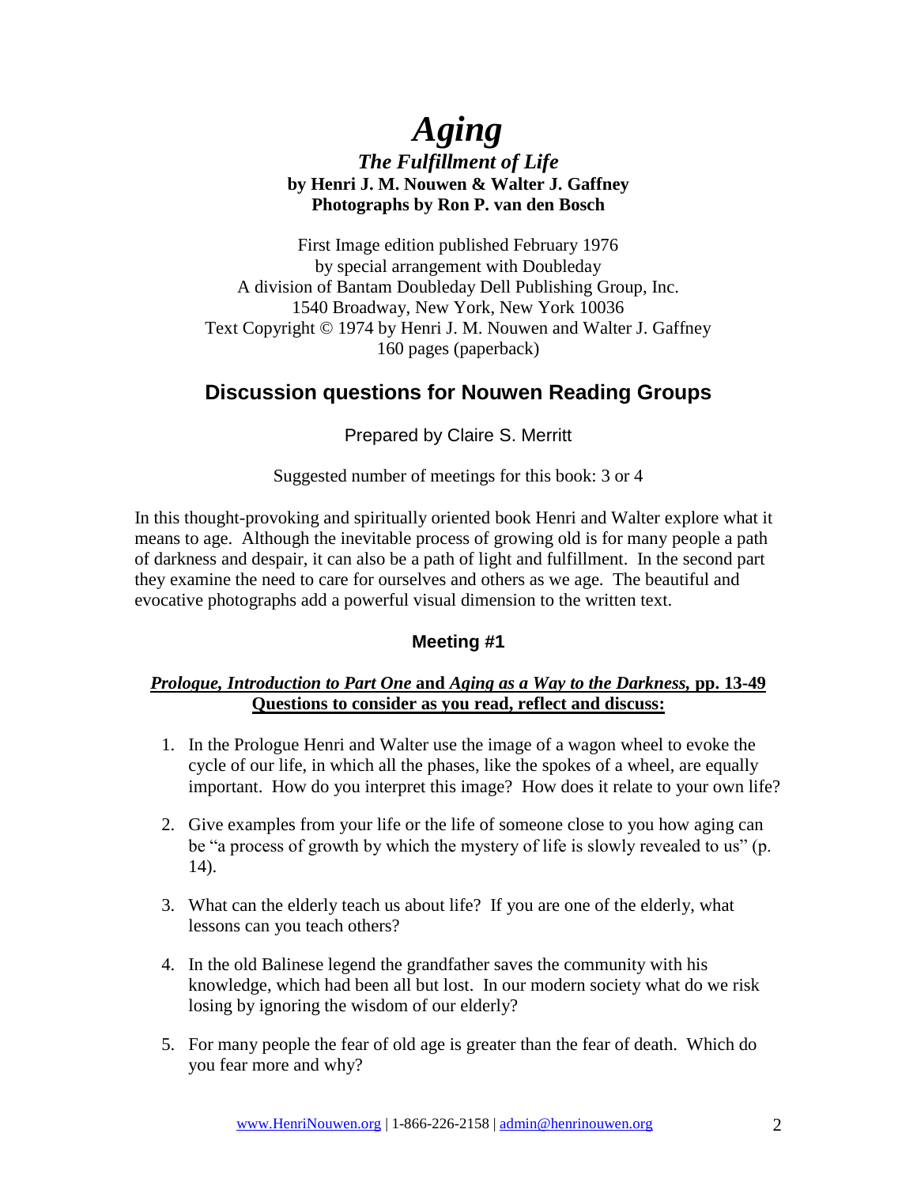# *Aging*

### *The Fulfillment of Life*

**by Henri J. M. Nouwen & Walter J. Gaffney**
**Photographs by Ron P. van den Bosch**

First Image edition published February 1976
by special arrangement with Doubleday
A division of Bantam Doubleday Dell Publishing Group, Inc.
1540 Broadway, New York, New York 10036
Text Copyright © 1974 by Henri J. M. Nouwen and Walter J. Gaffney
160 pages (paperback)

## Discussion questions for Nouwen Reading Groups

Prepared by Claire S. Merritt

Suggested number of meetings for this book: 3 or 4

In this thought-provoking and spiritually oriented book Henri and Walter explore what it means to age. Although the inevitable process of growing old is for many people a path of darkness and despair, it can also be a path of light and fulfillment. In the second part they examine the need to care for ourselves and others as we age. The beautiful and evocative photographs add a powerful visual dimension to the written text.

### Meeting #1

***Prologue, Introduction to Part One* and *Aging as a Way to the Darkness,* pp. 13-49**
**Questions to consider as you read, reflect and discuss:**

1. In the Prologue Henri and Walter use the image of a wagon wheel to evoke the cycle of our life, in which all the phases, like the spokes of a wheel, are equally important. How do you interpret this image? How does it relate to your own life?

2. Give examples from your life or the life of someone close to you how aging can be "a process of growth by which the mystery of life is slowly revealed to us" (p. 14).

3. What can the elderly teach us about life? If you are one of the elderly, what lessons can you teach others?

4. In the old Balinese legend the grandfather saves the community with his knowledge, which had been all but lost. In our modern society what do we risk losing by ignoring the wisdom of our elderly?

5. For many people the fear of old age is greater than the fear of death. Which do you fear more and why?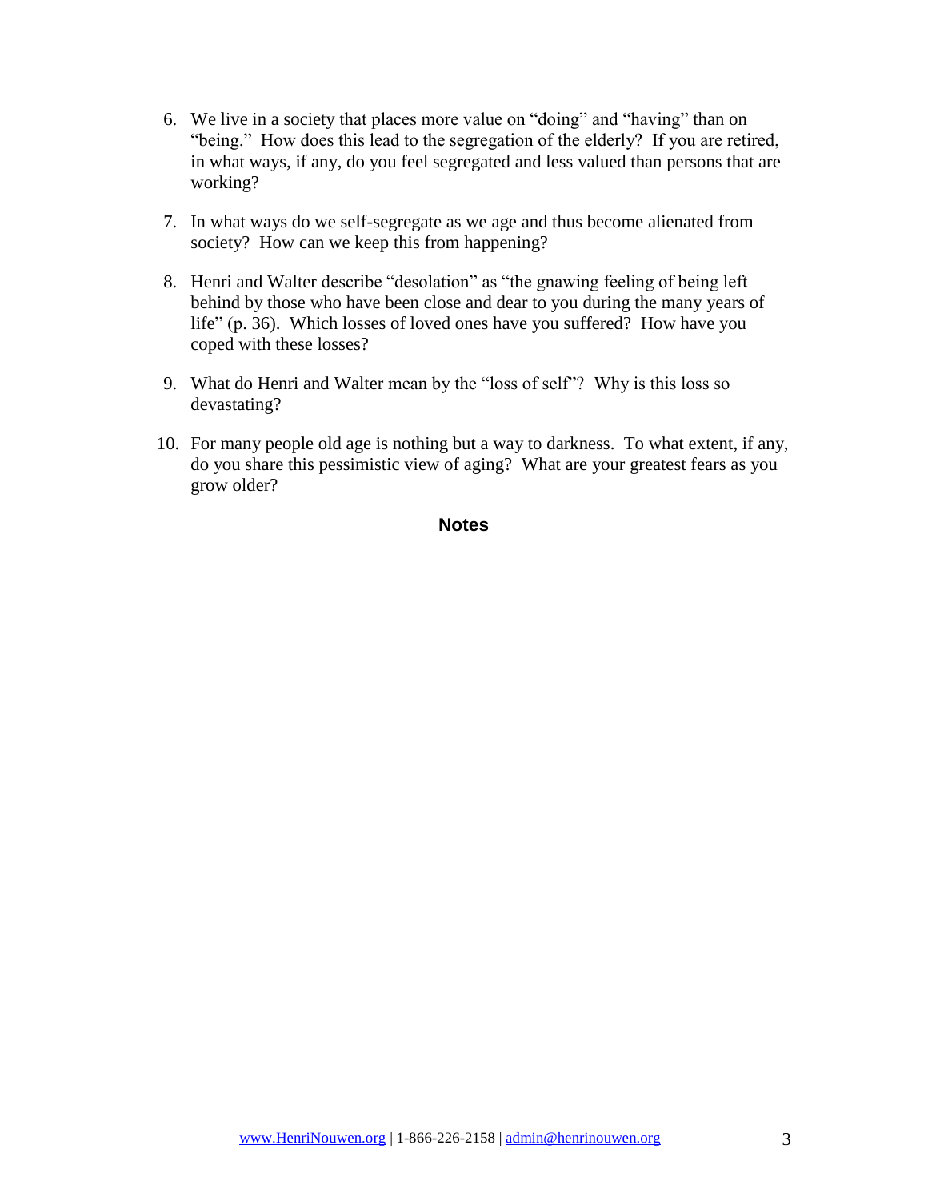6. We live in a society that places more value on "doing" and "having" than on "being." How does this lead to the segregation of the elderly? If you are retired, in what ways, if any, do you feel segregated and less valued than persons that are working?

7. In what ways do we self-segregate as we age and thus become alienated from society? How can we keep this from happening?

8. Henri and Walter describe "desolation" as "the gnawing feeling of being left behind by those who have been close and dear to you during the many years of life" (p. 36). Which losses of loved ones have you suffered? How have you coped with these losses?

9. What do Henri and Walter mean by the "loss of self"? Why is this loss so devastating?

10. For many people old age is nothing but a way to darkness. To what extent, if any, do you share this pessimistic view of aging? What are your greatest fears as you grow older?

**Notes**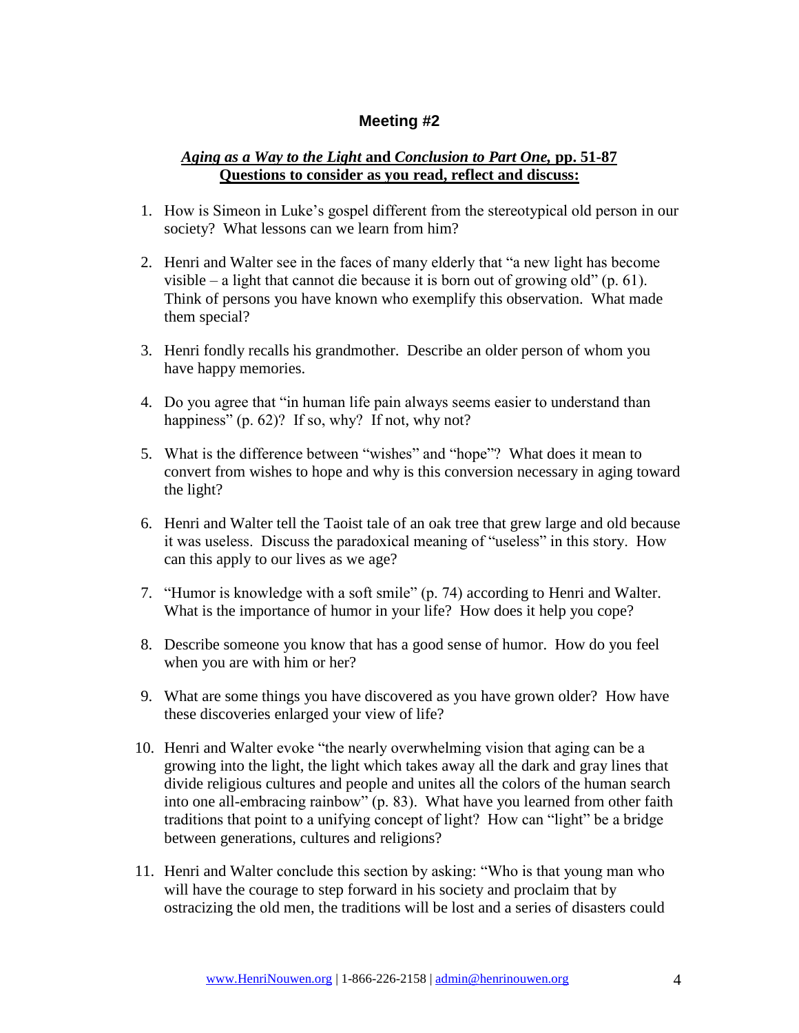## Meeting #2

***Aging as a Way to the Light* and *Conclusion to Part One*, pp. 51-87**
**Questions to consider as you read, reflect and discuss:**

1. How is Simeon in Luke's gospel different from the stereotypical old person in our society? What lessons can we learn from him?

2. Henri and Walter see in the faces of many elderly that "a new light has become visible – a light that cannot die because it is born out of growing old" (p. 61). Think of persons you have known who exemplify this observation. What made them special?

3. Henri fondly recalls his grandmother. Describe an older person of whom you have happy memories.

4. Do you agree that "in human life pain always seems easier to understand than happiness" (p. 62)? If so, why? If not, why not?

5. What is the difference between "wishes" and "hope"? What does it mean to convert from wishes to hope and why is this conversion necessary in aging toward the light?

6. Henri and Walter tell the Taoist tale of an oak tree that grew large and old because it was useless. Discuss the paradoxical meaning of "useless" in this story. How can this apply to our lives as we age?

7. "Humor is knowledge with a soft smile" (p. 74) according to Henri and Walter. What is the importance of humor in your life? How does it help you cope?

8. Describe someone you know that has a good sense of humor. How do you feel when you are with him or her?

9. What are some things you have discovered as you have grown older? How have these discoveries enlarged your view of life?

10. Henri and Walter evoke "the nearly overwhelming vision that aging can be a growing into the light, the light which takes away all the dark and gray lines that divide religious cultures and people and unites all the colors of the human search into one all-embracing rainbow" (p. 83). What have you learned from other faith traditions that point to a unifying concept of light? How can "light" be a bridge between generations, cultures and religions?

11. Henri and Walter conclude this section by asking: "Who is that young man who will have the courage to step forward in his society and proclaim that by ostracizing the old men, the traditions will be lost and a series of disasters could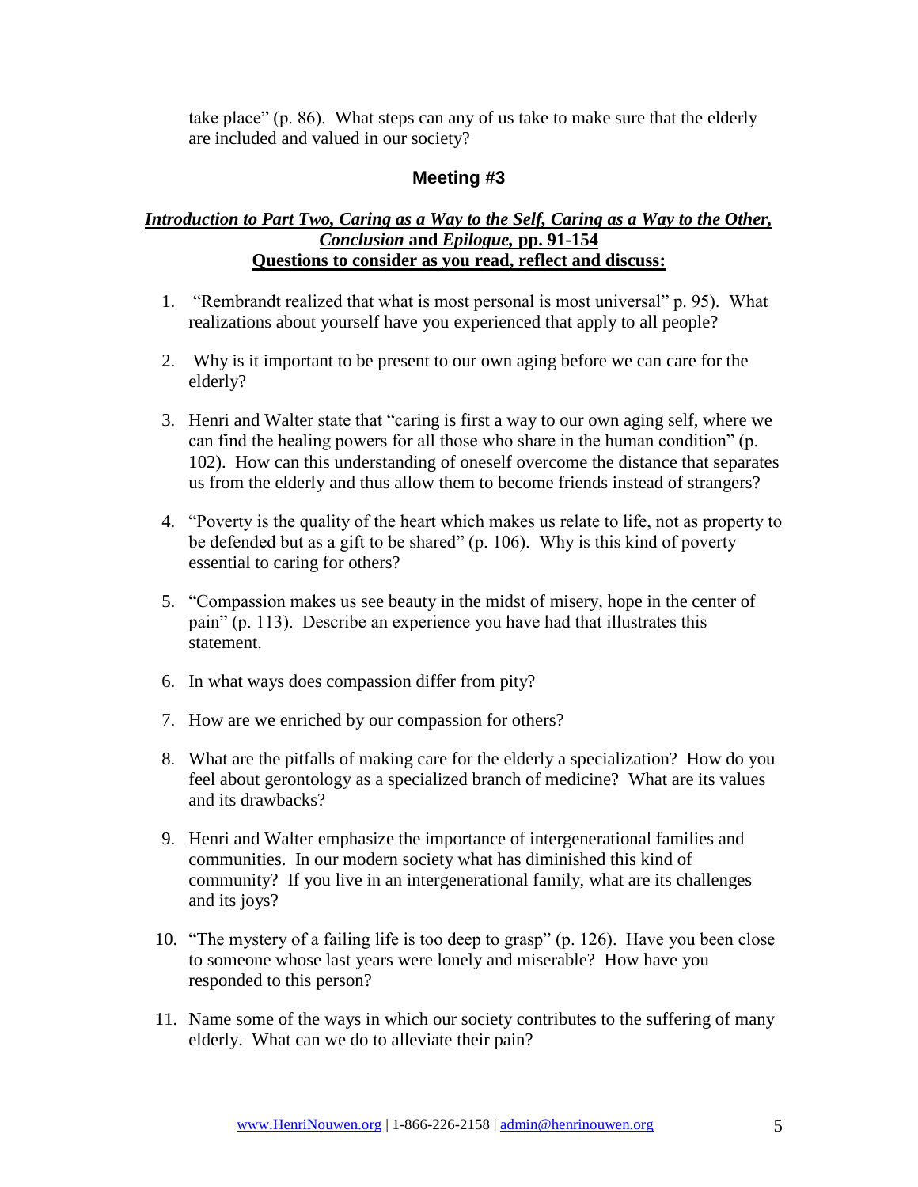take place" (p. 86). What steps can any of us take to make sure that the elderly are included and valued in our society?

## Meeting #3

***Introduction to Part Two, Caring as a Way to the Self, Caring as a Way to the Other, Conclusion* and *Epilogue*, pp. 91-154**
**Questions to consider as you read, reflect and discuss:**

1. "Rembrandt realized that what is most personal is most universal" p. 95). What realizations about yourself have you experienced that apply to all people?
2. Why is it important to be present to our own aging before we can care for the elderly?
3. Henri and Walter state that "caring is first a way to our own aging self, where we can find the healing powers for all those who share in the human condition" (p. 102). How can this understanding of oneself overcome the distance that separates us from the elderly and thus allow them to become friends instead of strangers?
4. "Poverty is the quality of the heart which makes us relate to life, not as property to be defended but as a gift to be shared" (p. 106). Why is this kind of poverty essential to caring for others?
5. "Compassion makes us see beauty in the midst of misery, hope in the center of pain" (p. 113). Describe an experience you have had that illustrates this statement.
6. In what ways does compassion differ from pity?
7. How are we enriched by our compassion for others?
8. What are the pitfalls of making care for the elderly a specialization? How do you feel about gerontology as a specialized branch of medicine? What are its values and its drawbacks?
9. Henri and Walter emphasize the importance of intergenerational families and communities. In our modern society what has diminished this kind of community? If you live in an intergenerational family, what are its challenges and its joys?
10. "The mystery of a failing life is too deep to grasp" (p. 126). Have you been close to someone whose last years were lonely and miserable? How have you responded to this person?
11. Name some of the ways in which our society contributes to the suffering of many elderly. What can we do to alleviate their pain?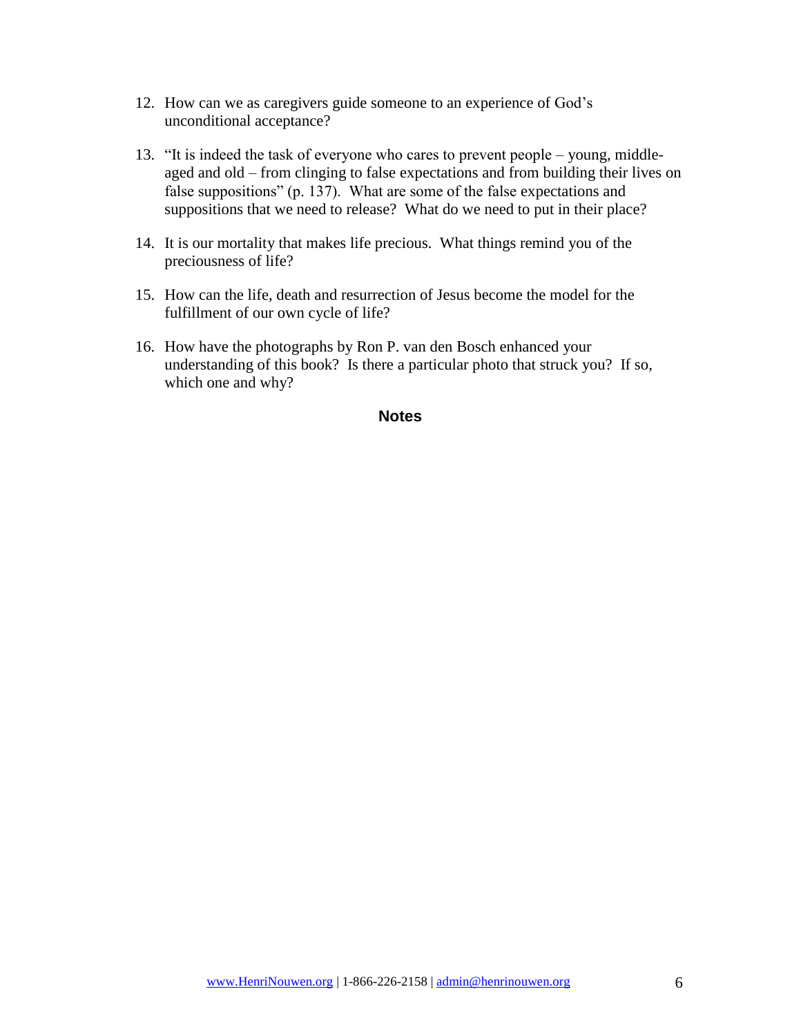12. How can we as caregivers guide someone to an experience of God's unconditional acceptance?

13. "It is indeed the task of everyone who cares to prevent people – young, middle-aged and old – from clinging to false expectations and from building their lives on false suppositions" (p. 137). What are some of the false expectations and suppositions that we need to release? What do we need to put in their place?

14. It is our mortality that makes life precious. What things remind you of the preciousness of life?

15. How can the life, death and resurrection of Jesus become the model for the fulfillment of our own cycle of life?

16. How have the photographs by Ron P. van den Bosch enhanced your understanding of this book? Is there a particular photo that struck you? If so, which one and why?

## Notes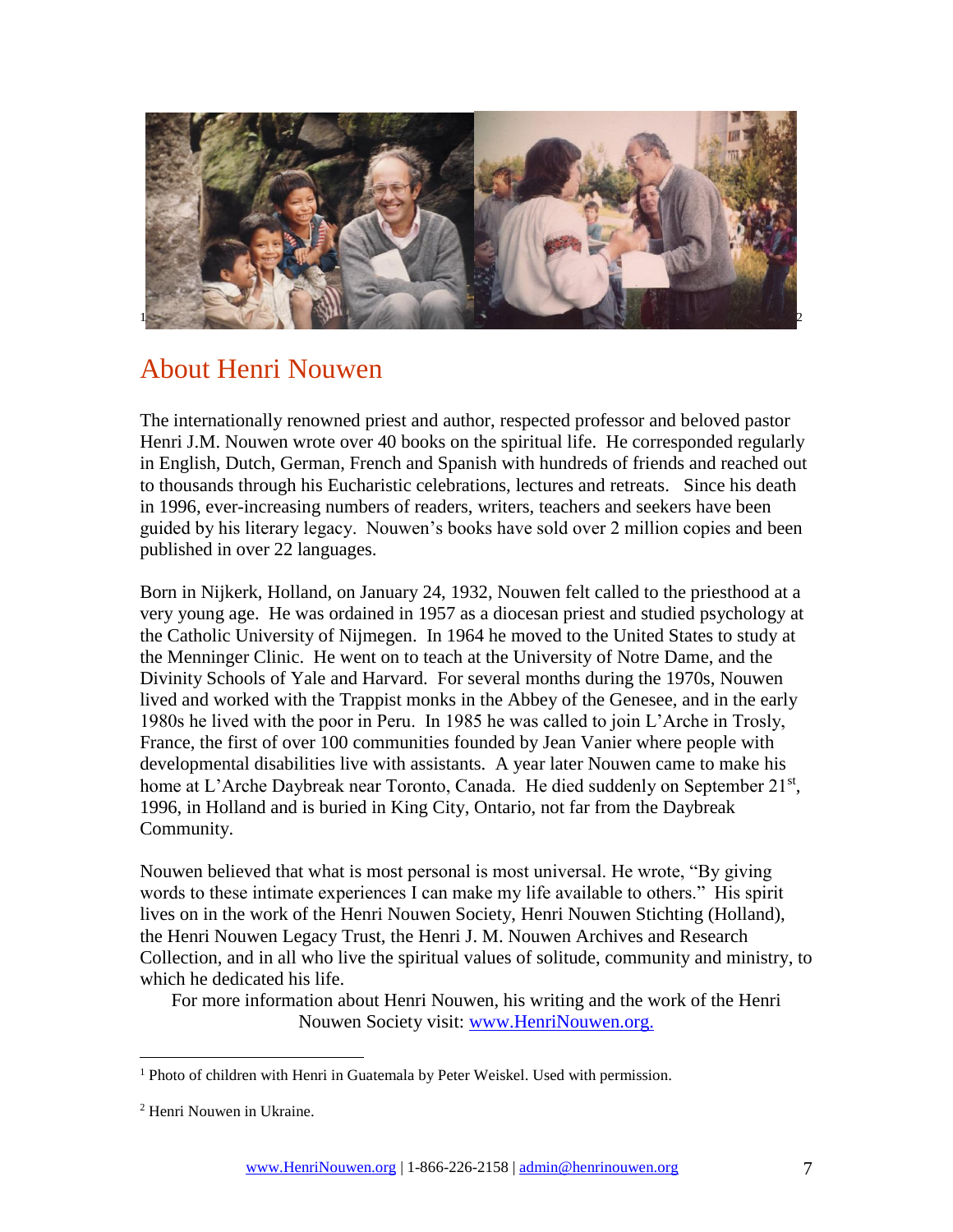## About Henri Nouwen

The internationally renowned priest and author, respected professor and beloved pastor Henri J.M. Nouwen wrote over 40 books on the spiritual life. He corresponded regularly in English, Dutch, German, French and Spanish with hundreds of friends and reached out to thousands through his Eucharistic celebrations, lectures and retreats. Since his death in 1996, ever-increasing numbers of readers, writers, teachers and seekers have been guided by his literary legacy. Nouwen's books have sold over 2 million copies and been published in over 22 languages.

Born in Nijkerk, Holland, on January 24, 1932, Nouwen felt called to the priesthood at a very young age. He was ordained in 1957 as a diocesan priest and studied psychology at the Catholic University of Nijmegen. In 1964 he moved to the United States to study at the Menninger Clinic. He went on to teach at the University of Notre Dame, and the Divinity Schools of Yale and Harvard. For several months during the 1970s, Nouwen lived and worked with the Trappist monks in the Abbey of the Genesee, and in the early 1980s he lived with the poor in Peru. In 1985 he was called to join L'Arche in Trosly, France, the first of over 100 communities founded by Jean Vanier where people with developmental disabilities live with assistants. A year later Nouwen came to make his home at L'Arche Daybreak near Toronto, Canada. He died suddenly on September 21st, 1996, in Holland and is buried in King City, Ontario, not far from the Daybreak Community.

Nouwen believed that what is most personal is most universal. He wrote, "By giving words to these intimate experiences I can make my life available to others." His spirit lives on in the work of the Henri Nouwen Society, Henri Nouwen Stichting (Holland), the Henri Nouwen Legacy Trust, the Henri J. M. Nouwen Archives and Research Collection, and in all who live the spiritual values of solitude, community and ministry, to which he dedicated his life.

For more information about Henri Nouwen, his writing and the work of the Henri Nouwen Society visit: [www.HenriNouwen.org.](http://www.HenriNouwen.org)

---

[1] Photo of children with Henri in Guatemala by Peter Weiskel. Used with permission.

[2] Henri Nouwen in Ukraine.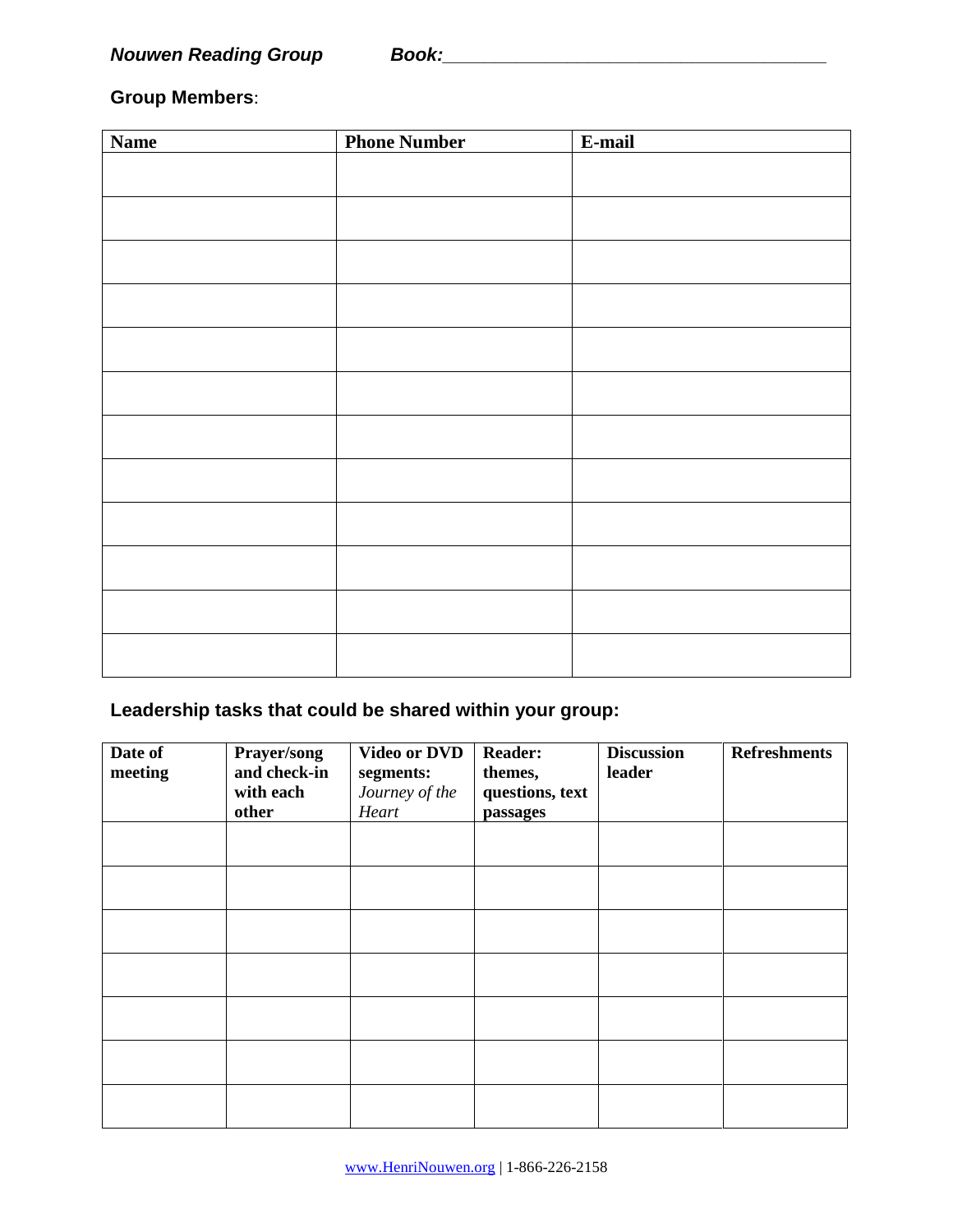***Nouwen Reading Group*** ***Book:_______________________________________***

**Group Members**:

| **Name** | **Phone Number** | **E-mail** |
|---|---|---|
| | | |
| | | |
| | | |
| | | |
| | | |
| | | |
| | | |
| | | |
| | | |
| | | |
| | | |
| | | |

**Leadership tasks that could be shared within your group:**

| **Date of meeting** | **Prayer/song and check-in with each other** | **Video or DVD segments:** *Journey of the Heart* | **Reader: themes, questions, text passages** | **Discussion leader** | **Refreshments** |
|---|---|---|---|---|---|
| | | | | | |
| | | | | | |
| | | | | | |
| | | | | | |
| | | | | | |
| | | | | | |
| | | | | | |

www.HenriNouwen.org | 1-866-226-2158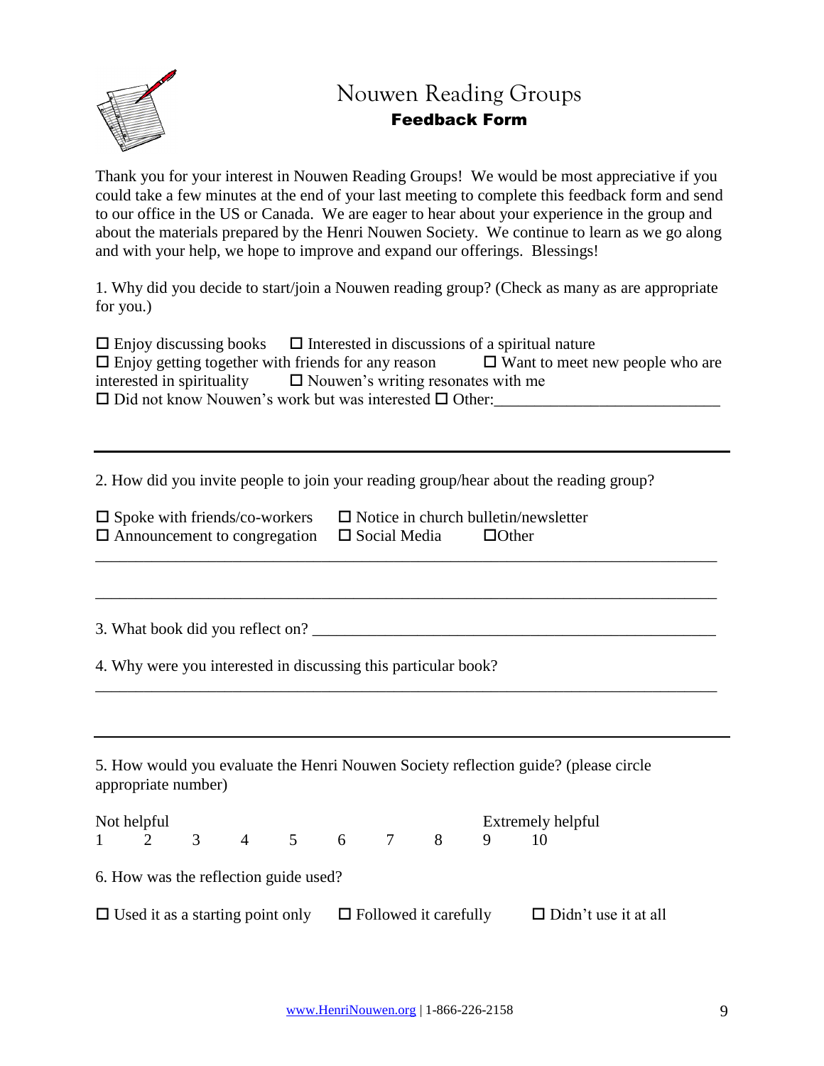# Nouwen Reading Groups

## **Feedback Form**

Thank you for your interest in Nouwen Reading Groups! We would be most appreciative if you could take a few minutes at the end of your last meeting to complete this feedback form and send to our office in the US or Canada. We are eager to hear about your experience in the group and about the materials prepared by the Henri Nouwen Society. We continue to learn as we go along and with your help, we hope to improve and expand our offerings. Blessings!

1. Why did you decide to start/join a Nouwen reading group? (Check as many as are appropriate for you.)

☐ Enjoy discussing books ☐ Interested in discussions of a spiritual nature
☐ Enjoy getting together with friends for any reason ☐ Want to meet new people who are interested in spirituality ☐ Nouwen's writing resonates with me
☐ Did not know Nouwen's work but was interested ☐ Other:____________________________

---

2. How did you invite people to join your reading group/hear about the reading group?

☐ Spoke with friends/co-workers ☐ Notice in church bulletin/newsletter
☐ Announcement to congregation ☐ Social Media ☐Other

_______________________________________________________________________________

_______________________________________________________________________________

3. What book did you reflect on? ____________________________________________________

4. Why were you interested in discussing this particular book?

_______________________________________________________________________________

---

5. How would you evaluate the Henri Nouwen Society reflection guide? (please circle appropriate number)

| Not helpful | | | | | | | | Extremely helpful | |
|---|---|---|---|---|---|---|---|---|---|
| 1 | 2 | 3 | 4 | 5 | 6 | 7 | 8 | 9 | 10 |

6. How was the reflection guide used?

☐ Used it as a starting point only ☐ Followed it carefully ☐ Didn't use it at all

www.HenriNouwen.org | 1-866-226-2158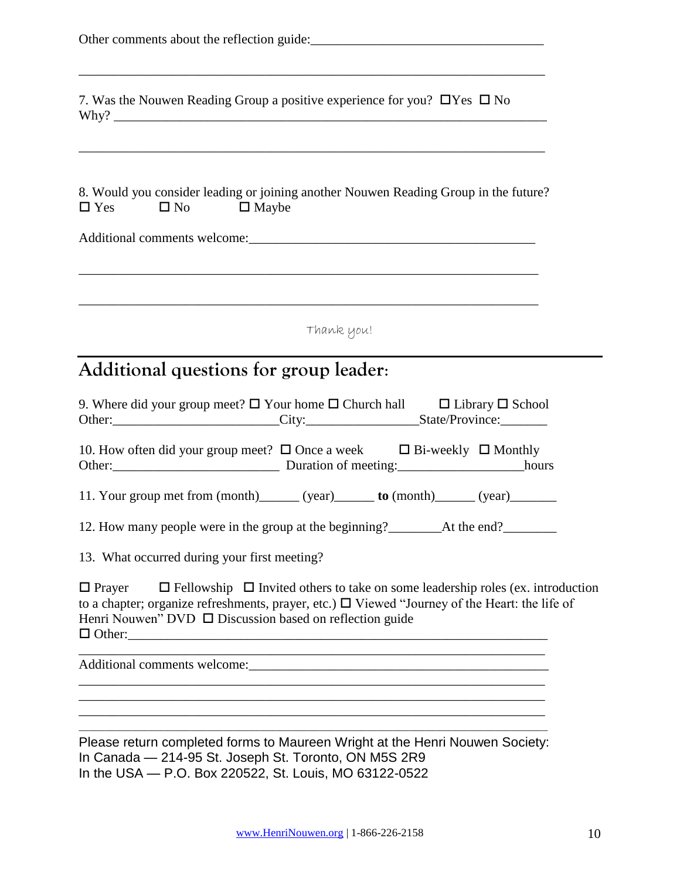Other comments about the reflection guide:___________________________________

_____________________________________________________________________

7. Was the Nouwen Reading Group a positive experience for you? ☐Yes ☐ No
Why? ________________________________________________________________

_____________________________________________________________________

8. Would you consider leading or joining another Nouwen Reading Group in the future?
☐ Yes ☐ No ☐ Maybe

Additional comments welcome:___________________________________________

_____________________________________________________________________

_____________________________________________________________________

Thank you!

## Additional questions for group leader:

9. Where did your group meet? ☐ Your home ☐ Church hall ☐ Library ☐ School
Other:________________________City:________________State/Province:_______

10. How often did your group meet? ☐ Once a week ☐ Bi-weekly ☐ Monthly
Other:________________________ Duration of meeting:__________________hours

11. Your group met from (month)______ (year)______ **to** (month)______ (year)_______

12. How many people were in the group at the beginning?________At the end?________

13. What occurred during your first meeting?

☐ Prayer ☐ Fellowship ☐ Invited others to take on some leadership roles (ex. introduction to a chapter; organize refreshments, prayer, etc.) ☐ Viewed "Journey of the Heart: the life of Henri Nouwen" DVD ☐ Discussion based on reflection guide
☐ Other:______________________________________________________________

_____________________________________________________________________

Additional comments welcome:___________________________________________

_____________________________________________________________________

_____________________________________________________________________

_____________________________________________________________________

Please return completed forms to Maureen Wright at the Henri Nouwen Society:
In Canada — 214-95 St. Joseph St. Toronto, ON M5S 2R9
In the USA — P.O. Box 220522, St. Louis, MO 63122-0522

www.HenriNouwen.org | 1-866-226-2158